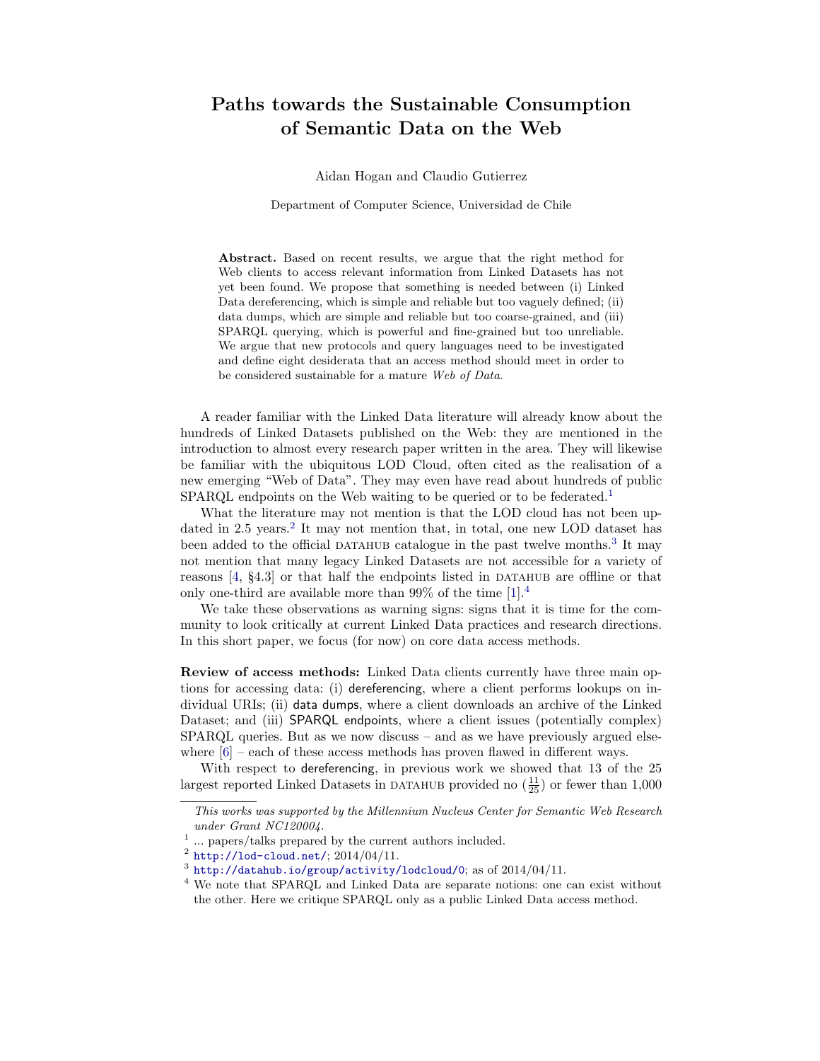# Paths towards the Sustainable Consumption of Semantic Data on the Web

Aidan Hogan and Claudio Gutierrez

Department of Computer Science, Universidad de Chile

**Abstract.** Based on recent results, we argue that the right method for Web clients to access relevant information from Linked Datasets has not yet been found. We propose that something is needed between (i) Linked Data dereferencing, which is simple and reliable but too vaguely defined; (ii) data dumps, which are simple and reliable but too coarse-grained, and (iii) SPARQL querying, which is powerful and fine-grained but too unreliable. We argue that new protocols and query languages need to be investigated and define eight desiderata that an access method should meet in order to be considered sustainable for a mature *Web of Data*.

A reader familiar with the Linked Data literature will already know about the hundreds of Linked Datasets published on the Web: they are mentioned in the introduction to almost every research paper written in the area. They will likewise be familiar with the ubiquitous LOD Cloud, often cited as the realisation of a new emerging "Web of Data". They may even have read about hundreds of public SPARQL endpoints on the Web waiting to be queried or to be federated.[1]

What the literature may not mention is that the LOD cloud has not been updated in 2.5 years.[2] It may not mention that, in total, one new LOD dataset has been added to the official DATAHUB catalogue in the past twelve months.[3] It may not mention that many legacy Linked Datasets are not accessible for a variety of reasons [4, §4.3] or that half the endpoints listed in DATAHUB are offline or that only one-third are available more than 99% of the time [1].[4]

We take these observations as warning signs: signs that it is time for the community to look critically at current Linked Data practices and research directions. In this short paper, we focus (for now) on core data access methods.

**Review of access methods:** Linked Data clients currently have three main options for accessing data: (i) dereferencing, where a client performs lookups on individual URIs; (ii) data dumps, where a client downloads an archive of the Linked Dataset; and (iii) SPARQL endpoints, where a client issues (potentially complex) SPARQL queries. But as we now discuss – and as we have previously argued elsewhere [6] – each of these access methods has proven flawed in different ways.

With respect to dereferencing, in previous work we showed that 13 of the 25 largest reported Linked Datasets in DATAHUB provided no ($\frac{11}{25}$) or fewer than 1,000

---

*This works was supported by the Millennium Nucleus Center for Semantic Web Research under Grant NC120004.*

[1] ... papers/talks prepared by the current authors included.

[2] http://lod-cloud.net/; 2014/04/11.

[3] http://datahub.io/group/activity/lodcloud/0; as of 2014/04/11.

[4] We note that SPARQL and Linked Data are separate notions: one can exist without the other. Here we critique SPARQL only as a public Linked Data access method.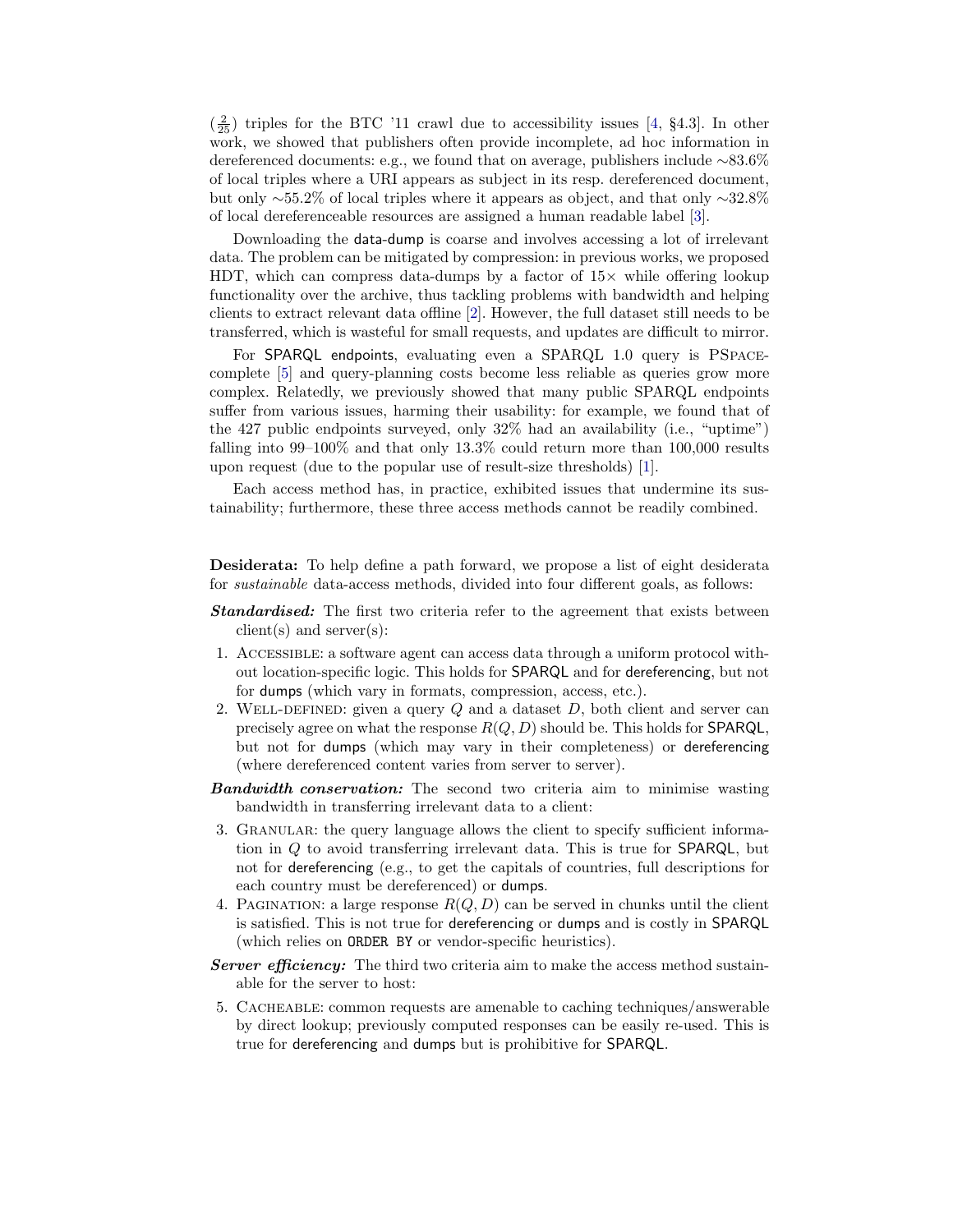($\frac{2}{25}$) triples for the BTC '11 crawl due to accessibility issues [4, §4.3]. In other work, we showed that publishers often provide incomplete, ad hoc information in dereferenced documents: e.g., we found that on average, publishers include ~83.6% of local triples where a URI appears as subject in its resp. dereferenced document, but only ~55.2% of local triples where it appears as object, and that only ~32.8% of local dereferenceable resources are assigned a human readable label [3].

Downloading the data-dump is coarse and involves accessing a lot of irrelevant data. The problem can be mitigated by compression: in previous works, we proposed HDT, which can compress data-dumps by a factor of 15× while offering lookup functionality over the archive, thus tackling problems with bandwidth and helping clients to extract relevant data offline [2]. However, the full dataset still needs to be transferred, which is wasteful for small requests, and updates are difficult to mirror.

For SPARQL endpoints, evaluating even a SPARQL 1.0 query is PSPACE-complete [5] and query-planning costs become less reliable as queries grow more complex. Relatedly, we previously showed that many public SPARQL endpoints suffer from various issues, harming their usability: for example, we found that of the 427 public endpoints surveyed, only 32% had an availability (i.e., "uptime") falling into 99–100% and that only 13.3% could return more than 100,000 results upon request (due to the popular use of result-size thresholds) [1].

Each access method has, in practice, exhibited issues that undermine its sustainability; furthermore, these three access methods cannot be readily combined.

**Desiderata:** To help define a path forward, we propose a list of eight desiderata for *sustainable* data-access methods, divided into four different goals, as follows:

***Standardised:*** The first two criteria refer to the agreement that exists between client(s) and server(s):

1. ACCESSIBLE: a software agent can access data through a uniform protocol without location-specific logic. This holds for SPARQL and for dereferencing, but not for dumps (which vary in formats, compression, access, etc.).
2. WELL-DEFINED: given a query $Q$ and a dataset $D$, both client and server can precisely agree on what the response $R(Q, D)$ should be. This holds for SPARQL, but not for dumps (which may vary in their completeness) or dereferencing (where dereferenced content varies from server to server).

***Bandwidth conservation:*** The second two criteria aim to minimise wasting bandwidth in transferring irrelevant data to a client:

3. GRANULAR: the query language allows the client to specify sufficient information in $Q$ to avoid transferring irrelevant data. This is true for SPARQL, but not for dereferencing (e.g., to get the capitals of countries, full descriptions for each country must be dereferenced) or dumps.
4. PAGINATION: a large response $R(Q, D)$ can be served in chunks until the client is satisfied. This is not true for dereferencing or dumps and is costly in SPARQL (which relies on `ORDER BY` or vendor-specific heuristics).

***Server efficiency:*** The third two criteria aim to make the access method sustainable for the server to host:

5. CACHEABLE: common requests are amenable to caching techniques/answerable by direct lookup; previously computed responses can be easily re-used. This is true for dereferencing and dumps but is prohibitive for SPARQL.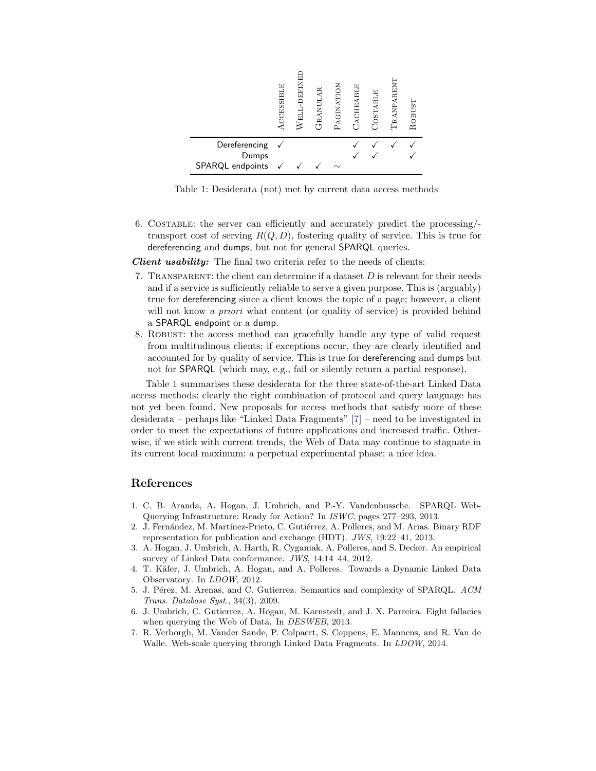| | Accessible | Well-defined | Granular | Pagination | Cacheable | Costable | Tranparent | Robust |
|---|---|---|---|---|---|---|---|---|
| Dereferencing | ✓ | | | | ✓ | ✓ | ✓ | ✓ |
| Dumps | | | | | ✓ | ✓ | | ✓ |
| SPARQL endpoints | ✓ | ✓ | ✓ | ∼ | | | | |

Table 1: Desiderata (not) met by current data access methods

6. Costable: the server can efficiently and accurately predict the processing/-transport cost of serving $R(Q, D)$, fostering quality of service. This is true for dereferencing and dumps, but not for general SPARQL queries.

***Client usability:*** The final two criteria refer to the needs of clients:

7. Transparent: the client can determine if a dataset $D$ is relevant for their needs and if a service is sufficiently reliable to serve a given purpose. This is (arguably) true for dereferencing since a client knows the topic of a page; however, a client will not know *a priori* what content (or quality of service) is provided behind a SPARQL endpoint or a dump.
8. Robust: the access method can gracefully handle any type of valid request from multitudinous clients; if exceptions occur, they are clearly identified and accounted for by quality of service. This is true for dereferencing and dumps but not for SPARQL (which may, e.g., fail or silently return a partial response).

Table 1 summarises these desiderata for the three state-of-the-art Linked Data access methods: clearly the right combination of protocol and query language has not yet been found. New proposals for access methods that satisfy more of these desiderata – perhaps like "Linked Data Fragments" [7] – need to be investigated in order to meet the expectations of future applications and increased traffic. Otherwise, if we stick with current trends, the Web of Data may continue to stagnate in its current local maximum: a perpetual experimental phase; a nice idea.

## References

1. C. B. Aranda, A. Hogan, J. Umbrich, and P.-Y. Vandenbussche. SPARQL Web-Querying Infrastructure: Ready for Action? In *ISWC*, pages 277–293, 2013.
2. J. Fernández, M. Martínez-Prieto, C. Gutiérrez, A. Polleres, and M. Arias. Binary RDF representation for publication and exchange (HDT). *JWS*, 19:22–41, 2013.
3. A. Hogan, J. Umbrich, A. Harth, R. Cyganiak, A. Polleres, and S. Decker. An empirical survey of Linked Data conformance. *JWS*, 14:14–44, 2012.
4. T. Käfer, J. Umbrich, A. Hogan, and A. Polleres. Towards a Dynamic Linked Data Observatory. In *LDOW*, 2012.
5. J. Pérez, M. Arenas, and C. Gutierrez. Semantics and complexity of SPARQL. *ACM Trans. Database Syst.*, 34(3), 2009.
6. J. Umbrich, C. Gutierrez, A. Hogan, M. Karnstedt, and J. X. Parreira. Eight fallacies when querying the Web of Data. In *DESWEB*, 2013.
7. R. Verborgh, M. Vander Sande, P. Colpaert, S. Coppens, E. Mannens, and R. Van de Walle. Web-scale querying through Linked Data Fragments. In *LDOW*, 2014.